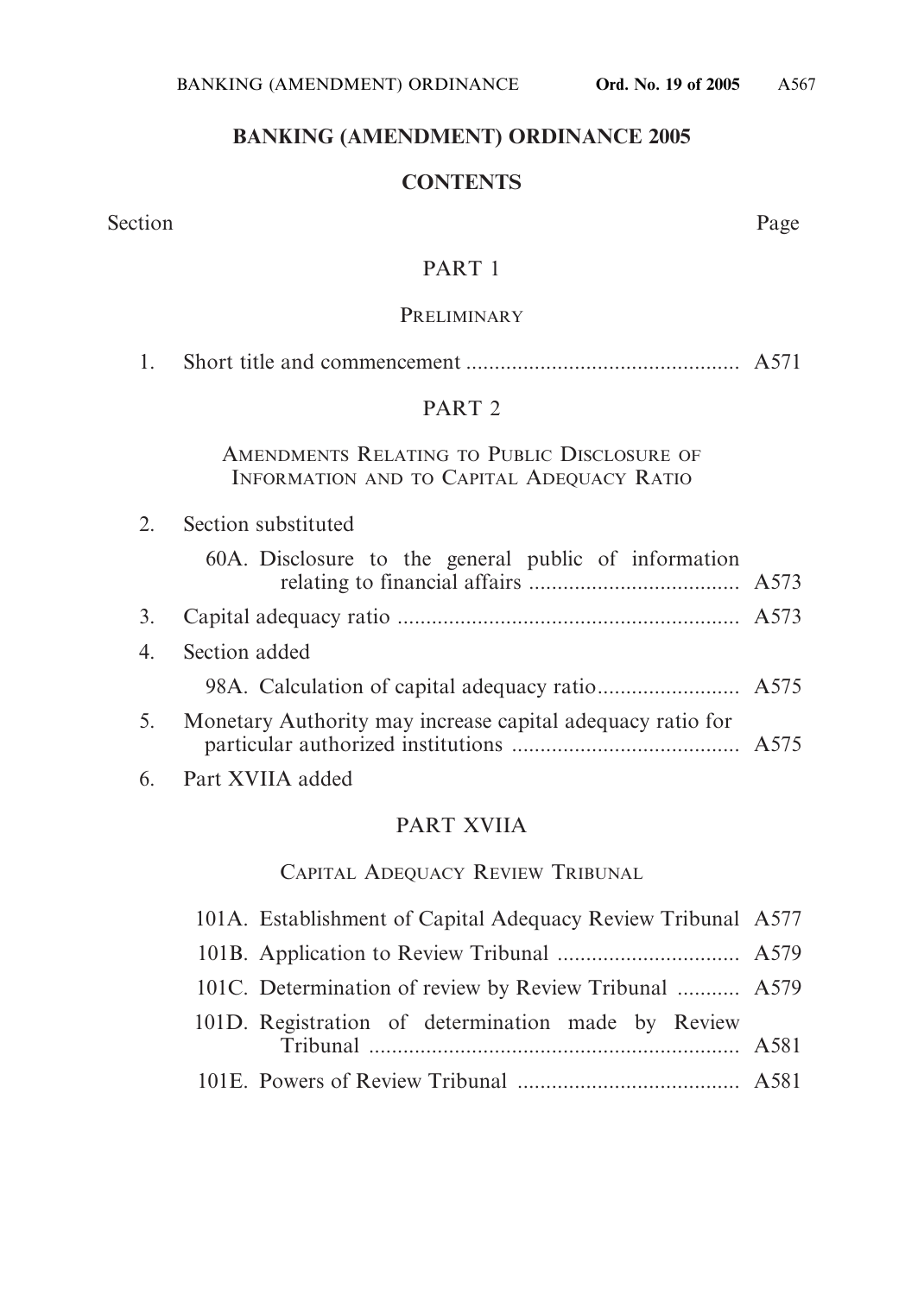# BANKING (AMENDMENT) ORDINANCE 2005

## CONTENTS

| Section | | Page |
|---|---|---|
| | **PART 1** | |
| | PRELIMINARY | |
| 1. | Short title and commencement | A571 |
| | **PART 2** | |
| | AMENDMENTS RELATING TO PUBLIC DISCLOSURE OF INFORMATION AND TO CAPITAL ADEQUACY RATIO | |
| 2. | Section substituted | |
| | 60A. Disclosure to the general public of information relating to financial affairs | A573 |
| 3. | Capital adequacy ratio | A573 |
| 4. | Section added | |
| | 98A. Calculation of capital adequacy ratio | A575 |
| 5. | Monetary Authority may increase capital adequacy ratio for particular authorized institutions | A575 |
| 6. | Part XVIIA added | |
| | **PART XVIIA** | |
| | CAPITAL ADEQUACY REVIEW TRIBUNAL | |
| | 101A. Establishment of Capital Adequacy Review Tribunal | A577 |
| | 101B. Application to Review Tribunal | A579 |
| | 101C. Determination of review by Review Tribunal | A579 |
| | 101D. Registration of determination made by Review Tribunal | A581 |
| | 101E. Powers of Review Tribunal | A581 |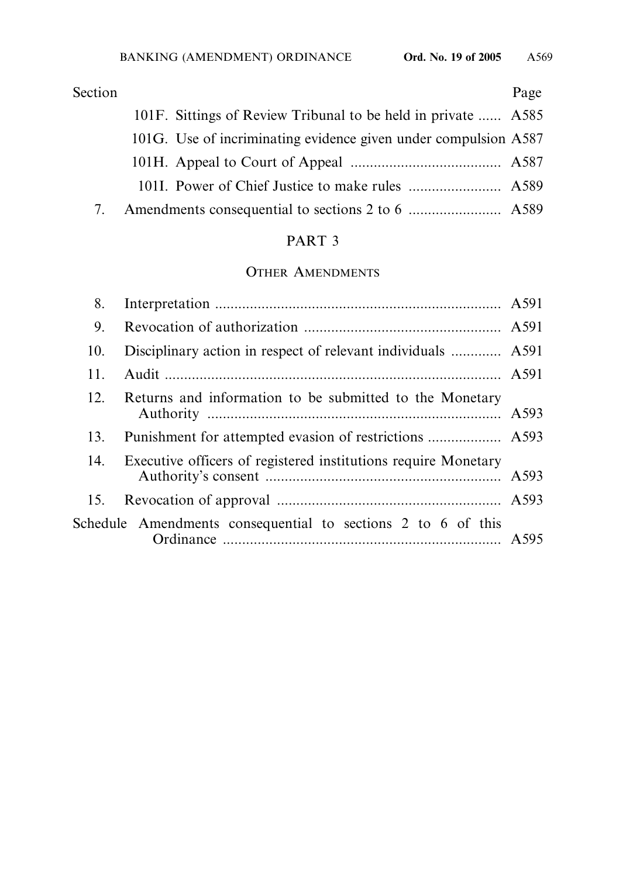| Section | | Page |
|---|---|---|
| | 101F. Sittings of Review Tribunal to be held in private | A585 |
| | 101G. Use of incriminating evidence given under compulsion | A587 |
| | 101H. Appeal to Court of Appeal | A587 |
| | 101I. Power of Chief Justice to make rules | A589 |
| 7. | Amendments consequential to sections 2 to 6 | A589 |

## PART 3

### OTHER AMENDMENTS

| Section | | Page |
|---|---|---|
| 8. | Interpretation | A591 |
| 9. | Revocation of authorization | A591 |
| 10. | Disciplinary action in respect of relevant individuals | A591 |
| 11. | Audit | A591 |
| 12. | Returns and information to be submitted to the Monetary Authority | A593 |
| 13. | Punishment for attempted evasion of restrictions | A593 |
| 14. | Executive officers of registered institutions require Monetary Authority's consent | A593 |
| 15. | Revocation of approval | A593 |
| Schedule | Amendments consequential to sections 2 to 6 of this Ordinance | A595 |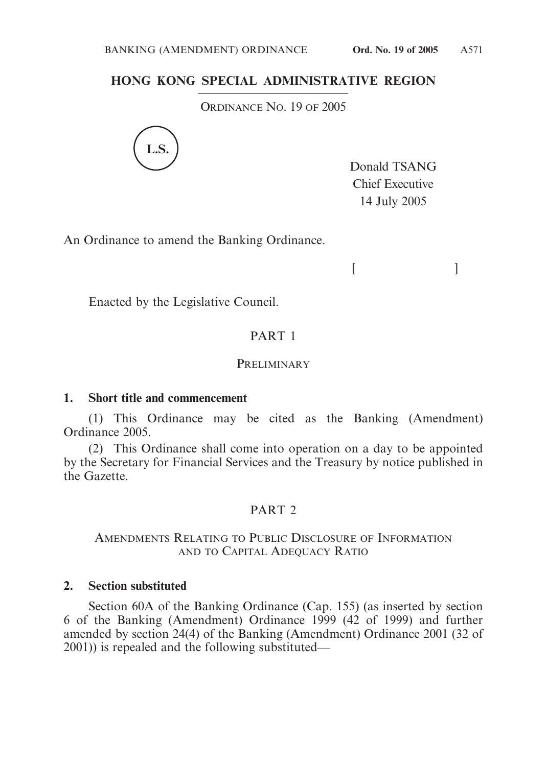# HONG KONG SPECIAL ADMINISTRATIVE REGION

ORDINANCE NO. 19 OF 2005

L.S.

Donald TSANG
Chief Executive
14 July 2005

An Ordinance to amend the Banking Ordinance.

[ ]

Enacted by the Legislative Council.

## PART 1

### PRELIMINARY

**1. Short title and commencement**

(1) This Ordinance may be cited as the Banking (Amendment) Ordinance 2005.

(2) This Ordinance shall come into operation on a day to be appointed by the Secretary for Financial Services and the Treasury by notice published in the Gazette.

## PART 2

### AMENDMENTS RELATING TO PUBLIC DISCLOSURE OF INFORMATION AND TO CAPITAL ADEQUACY RATIO

**2. Section substituted**

Section 60A of the Banking Ordinance (Cap. 155) (as inserted by section 6 of the Banking (Amendment) Ordinance 1999 (42 of 1999) and further amended by section 24(4) of the Banking (Amendment) Ordinance 2001 (32 of 2001)) is repealed and the following substituted—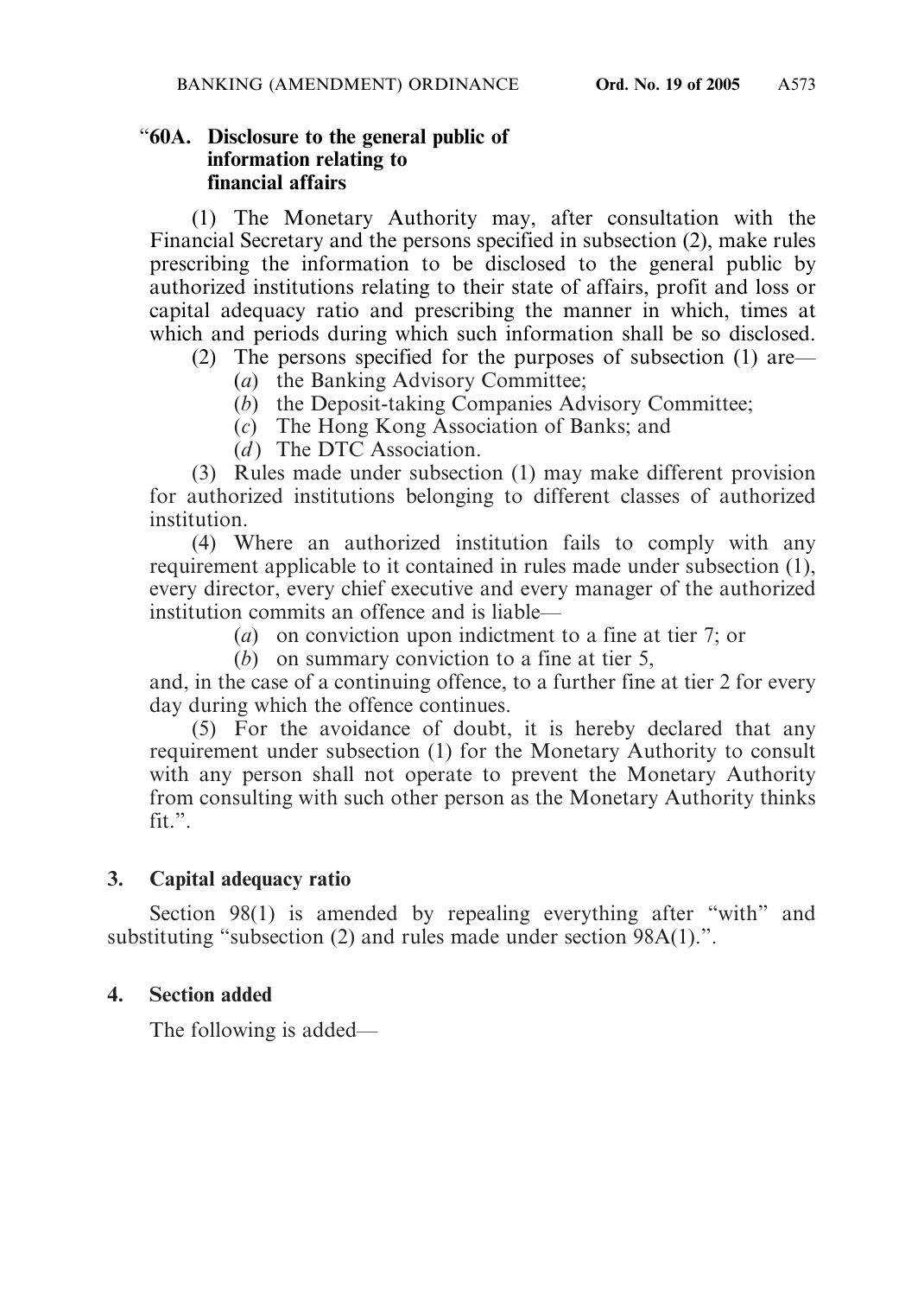"**60A. Disclosure to the general public of information relating to financial affairs**

(1) The Monetary Authority may, after consultation with the Financial Secretary and the persons specified in subsection (2), make rules prescribing the information to be disclosed to the general public by authorized institutions relating to their state of affairs, profit and loss or capital adequacy ratio and prescribing the manner in which, times at which and periods during which such information shall be so disclosed.

(2) The persons specified for the purposes of subsection (1) are—

(*a*) the Banking Advisory Committee;

(*b*) the Deposit-taking Companies Advisory Committee;

(*c*) The Hong Kong Association of Banks; and

(*d*) The DTC Association.

(3) Rules made under subsection (1) may make different provision for authorized institutions belonging to different classes of authorized institution.

(4) Where an authorized institution fails to comply with any requirement applicable to it contained in rules made under subsection (1), every director, every chief executive and every manager of the authorized institution commits an offence and is liable—

(*a*) on conviction upon indictment to a fine at tier 7; or

(*b*) on summary conviction to a fine at tier 5,

and, in the case of a continuing offence, to a further fine at tier 2 for every day during which the offence continues.

(5) For the avoidance of doubt, it is hereby declared that any requirement under subsection (1) for the Monetary Authority to consult with any person shall not operate to prevent the Monetary Authority from consulting with such other person as the Monetary Authority thinks fit.".

**3. Capital adequacy ratio**

Section 98(1) is amended by repealing everything after "with" and substituting "subsection (2) and rules made under section 98A(1).".

**4. Section added**

The following is added—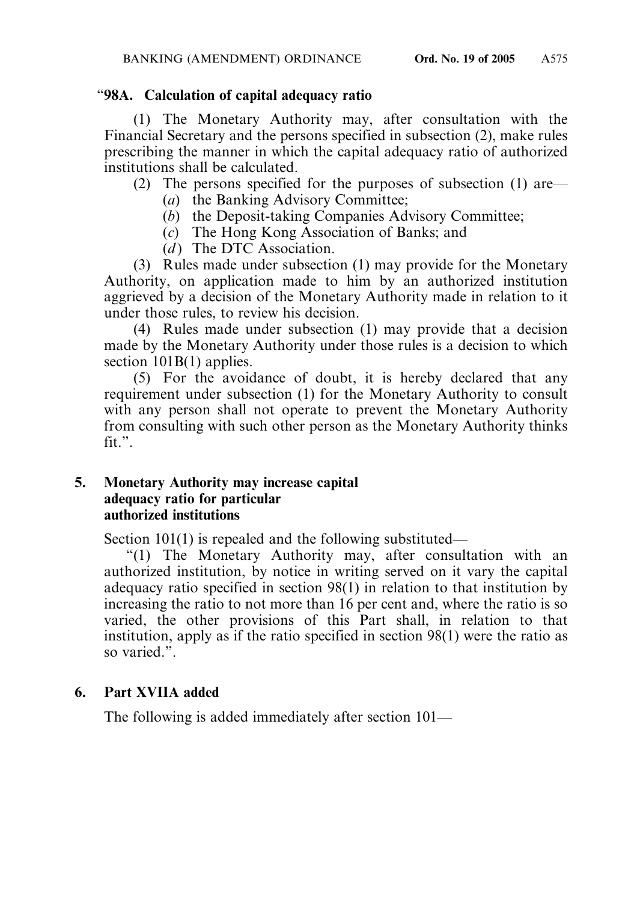"**98A. Calculation of capital adequacy ratio**

(1) The Monetary Authority may, after consultation with the Financial Secretary and the persons specified in subsection (2), make rules prescribing the manner in which the capital adequacy ratio of authorized institutions shall be calculated.

(2) The persons specified for the purposes of subsection (1) are—

(*a*) the Banking Advisory Committee;

(*b*) the Deposit-taking Companies Advisory Committee;

(*c*) The Hong Kong Association of Banks; and

(*d*) The DTC Association.

(3) Rules made under subsection (1) may provide for the Monetary Authority, on application made to him by an authorized institution aggrieved by a decision of the Monetary Authority made in relation to it under those rules, to review his decision.

(4) Rules made under subsection (1) may provide that a decision made by the Monetary Authority under those rules is a decision to which section 101B(1) applies.

(5) For the avoidance of doubt, it is hereby declared that any requirement under subsection (1) for the Monetary Authority to consult with any person shall not operate to prevent the Monetary Authority from consulting with such other person as the Monetary Authority thinks fit.".

**5. Monetary Authority may increase capital adequacy ratio for particular authorized institutions**

Section 101(1) is repealed and the following substituted—

"(1) The Monetary Authority may, after consultation with an authorized institution, by notice in writing served on it vary the capital adequacy ratio specified in section 98(1) in relation to that institution by increasing the ratio to not more than 16 per cent and, where the ratio is so varied, the other provisions of this Part shall, in relation to that institution, apply as if the ratio specified in section 98(1) were the ratio as so varied.".

**6. Part XVIIA added**

The following is added immediately after section 101—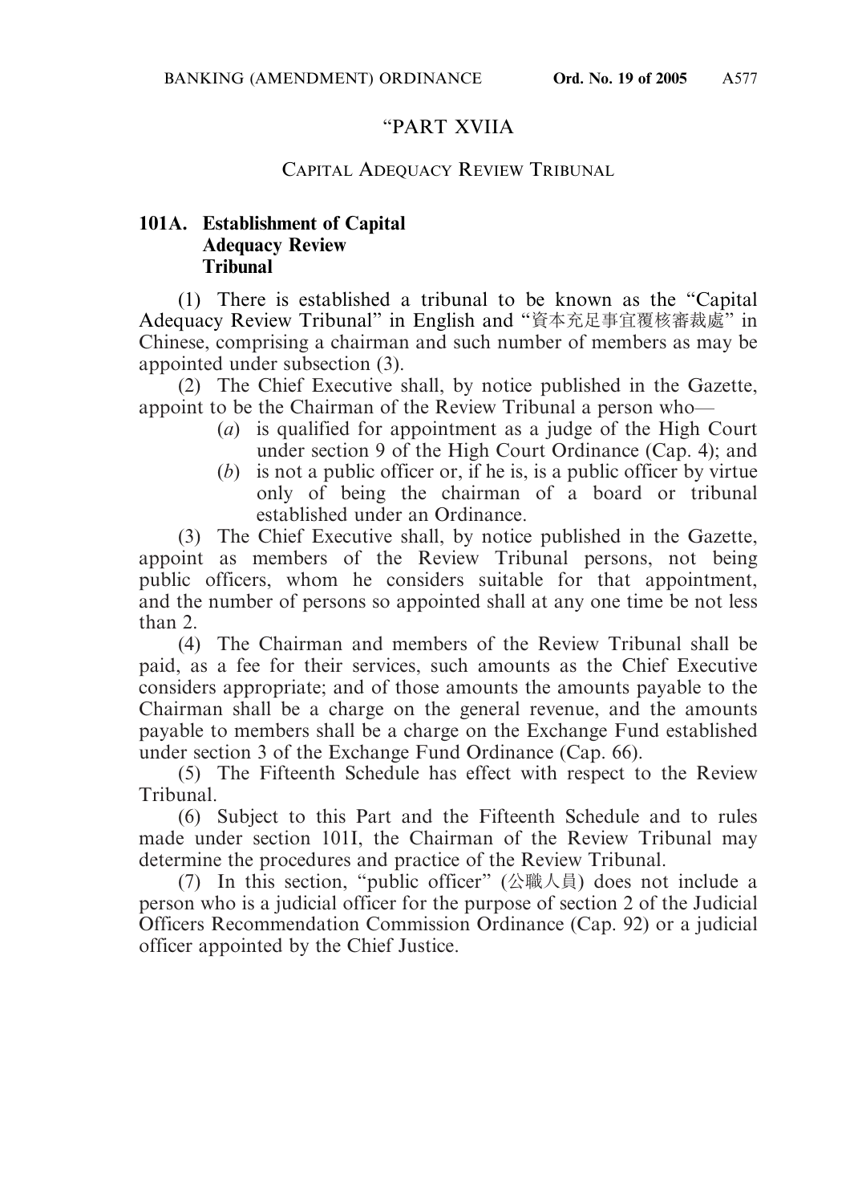"PART XVIIA

CAPITAL ADEQUACY REVIEW TRIBUNAL

**101A. Establishment of Capital Adequacy Review Tribunal**

(1) There is established a tribunal to be known as the "Capital Adequacy Review Tribunal" in English and "資本充足事宜覆核審裁處" in Chinese, comprising a chairman and such number of members as may be appointed under subsection (3).

(2) The Chief Executive shall, by notice published in the Gazette, appoint to be the Chairman of the Review Tribunal a person who—

(*a*) is qualified for appointment as a judge of the High Court under section 9 of the High Court Ordinance (Cap. 4); and

(*b*) is not a public officer or, if he is, is a public officer by virtue only of being the chairman of a board or tribunal established under an Ordinance.

(3) The Chief Executive shall, by notice published in the Gazette, appoint as members of the Review Tribunal persons, not being public officers, whom he considers suitable for that appointment, and the number of persons so appointed shall at any one time be not less than 2.

(4) The Chairman and members of the Review Tribunal shall be paid, as a fee for their services, such amounts as the Chief Executive considers appropriate; and of those amounts the amounts payable to the Chairman shall be a charge on the general revenue, and the amounts payable to members shall be a charge on the Exchange Fund established under section 3 of the Exchange Fund Ordinance (Cap. 66).

(5) The Fifteenth Schedule has effect with respect to the Review Tribunal.

(6) Subject to this Part and the Fifteenth Schedule and to rules made under section 101I, the Chairman of the Review Tribunal may determine the procedures and practice of the Review Tribunal.

(7) In this section, "public officer" (公職人員) does not include a person who is a judicial officer for the purpose of section 2 of the Judicial Officers Recommendation Commission Ordinance (Cap. 92) or a judicial officer appointed by the Chief Justice.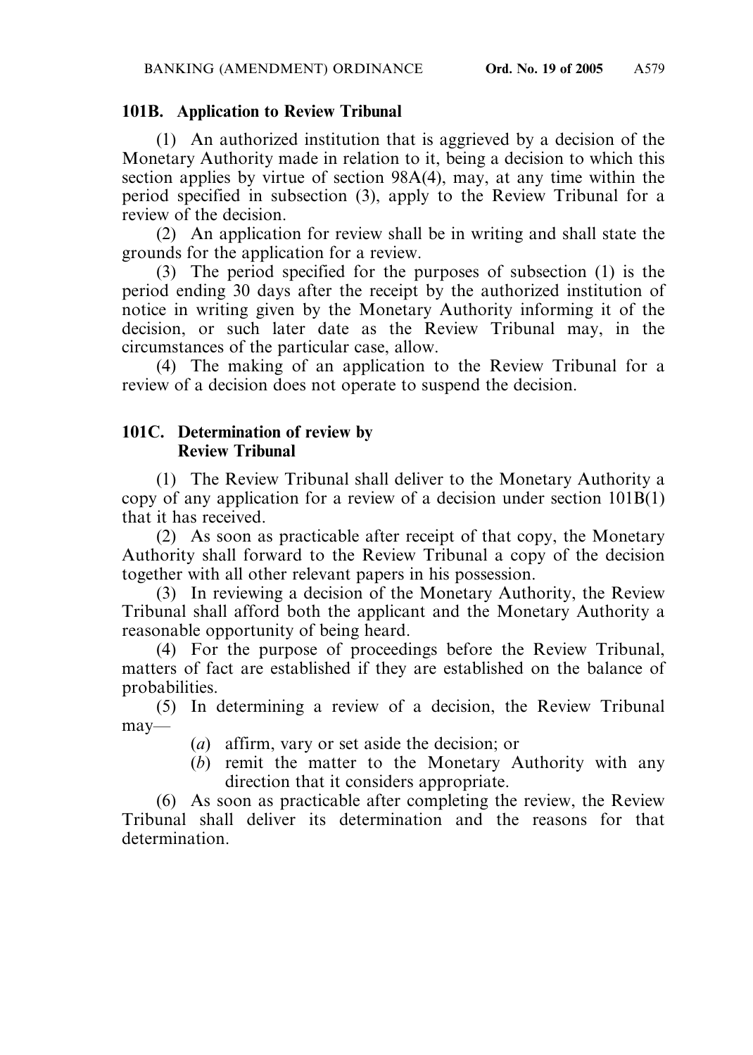### 101B. Application to Review Tribunal

(1) An authorized institution that is aggrieved by a decision of the Monetary Authority made in relation to it, being a decision to which this section applies by virtue of section 98A(4), may, at any time within the period specified in subsection (3), apply to the Review Tribunal for a review of the decision.

(2) An application for review shall be in writing and shall state the grounds for the application for a review.

(3) The period specified for the purposes of subsection (1) is the period ending 30 days after the receipt by the authorized institution of notice in writing given by the Monetary Authority informing it of the decision, or such later date as the Review Tribunal may, in the circumstances of the particular case, allow.

(4) The making of an application to the Review Tribunal for a review of a decision does not operate to suspend the decision.

### 101C. Determination of review by Review Tribunal

(1) The Review Tribunal shall deliver to the Monetary Authority a copy of any application for a review of a decision under section 101B(1) that it has received.

(2) As soon as practicable after receipt of that copy, the Monetary Authority shall forward to the Review Tribunal a copy of the decision together with all other relevant papers in his possession.

(3) In reviewing a decision of the Monetary Authority, the Review Tribunal shall afford both the applicant and the Monetary Authority a reasonable opportunity of being heard.

(4) For the purpose of proceedings before the Review Tribunal, matters of fact are established if they are established on the balance of probabilities.

(5) In determining a review of a decision, the Review Tribunal may—

- (*a*) affirm, vary or set aside the decision; or
- (*b*) remit the matter to the Monetary Authority with any direction that it considers appropriate.

(6) As soon as practicable after completing the review, the Review Tribunal shall deliver its determination and the reasons for that determination.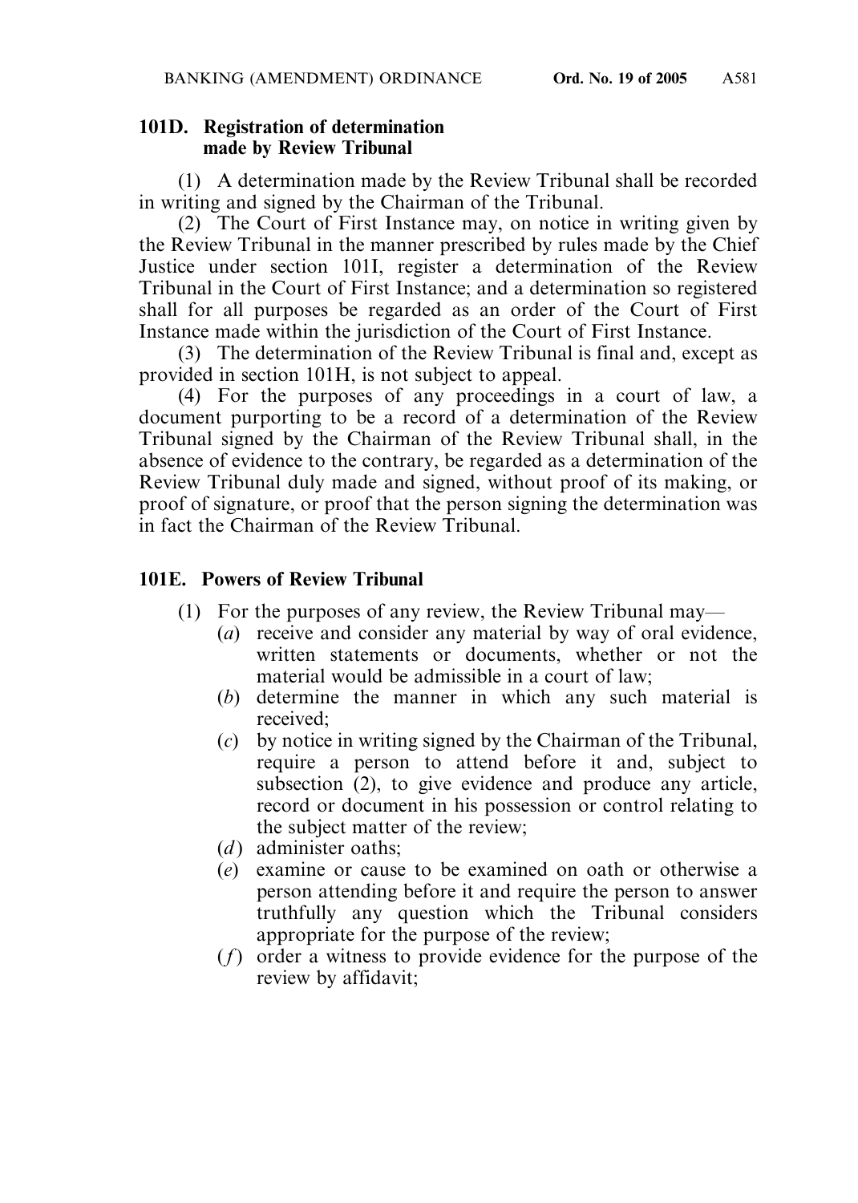### 101D. Registration of determination made by Review Tribunal

(1) A determination made by the Review Tribunal shall be recorded in writing and signed by the Chairman of the Tribunal.

(2) The Court of First Instance may, on notice in writing given by the Review Tribunal in the manner prescribed by rules made by the Chief Justice under section 101I, register a determination of the Review Tribunal in the Court of First Instance; and a determination so registered shall for all purposes be regarded as an order of the Court of First Instance made within the jurisdiction of the Court of First Instance.

(3) The determination of the Review Tribunal is final and, except as provided in section 101H, is not subject to appeal.

(4) For the purposes of any proceedings in a court of law, a document purporting to be a record of a determination of the Review Tribunal signed by the Chairman of the Review Tribunal shall, in the absence of evidence to the contrary, be regarded as a determination of the Review Tribunal duly made and signed, without proof of its making, or proof of signature, or proof that the person signing the determination was in fact the Chairman of the Review Tribunal.

### 101E. Powers of Review Tribunal

(1) For the purposes of any review, the Review Tribunal may—

(*a*) receive and consider any material by way of oral evidence, written statements or documents, whether or not the material would be admissible in a court of law;

(*b*) determine the manner in which any such material is received;

(*c*) by notice in writing signed by the Chairman of the Tribunal, require a person to attend before it and, subject to subsection (2), to give evidence and produce any article, record or document in his possession or control relating to the subject matter of the review;

(*d*) administer oaths;

(*e*) examine or cause to be examined on oath or otherwise a person attending before it and require the person to answer truthfully any question which the Tribunal considers appropriate for the purpose of the review;

(*f*) order a witness to provide evidence for the purpose of the review by affidavit;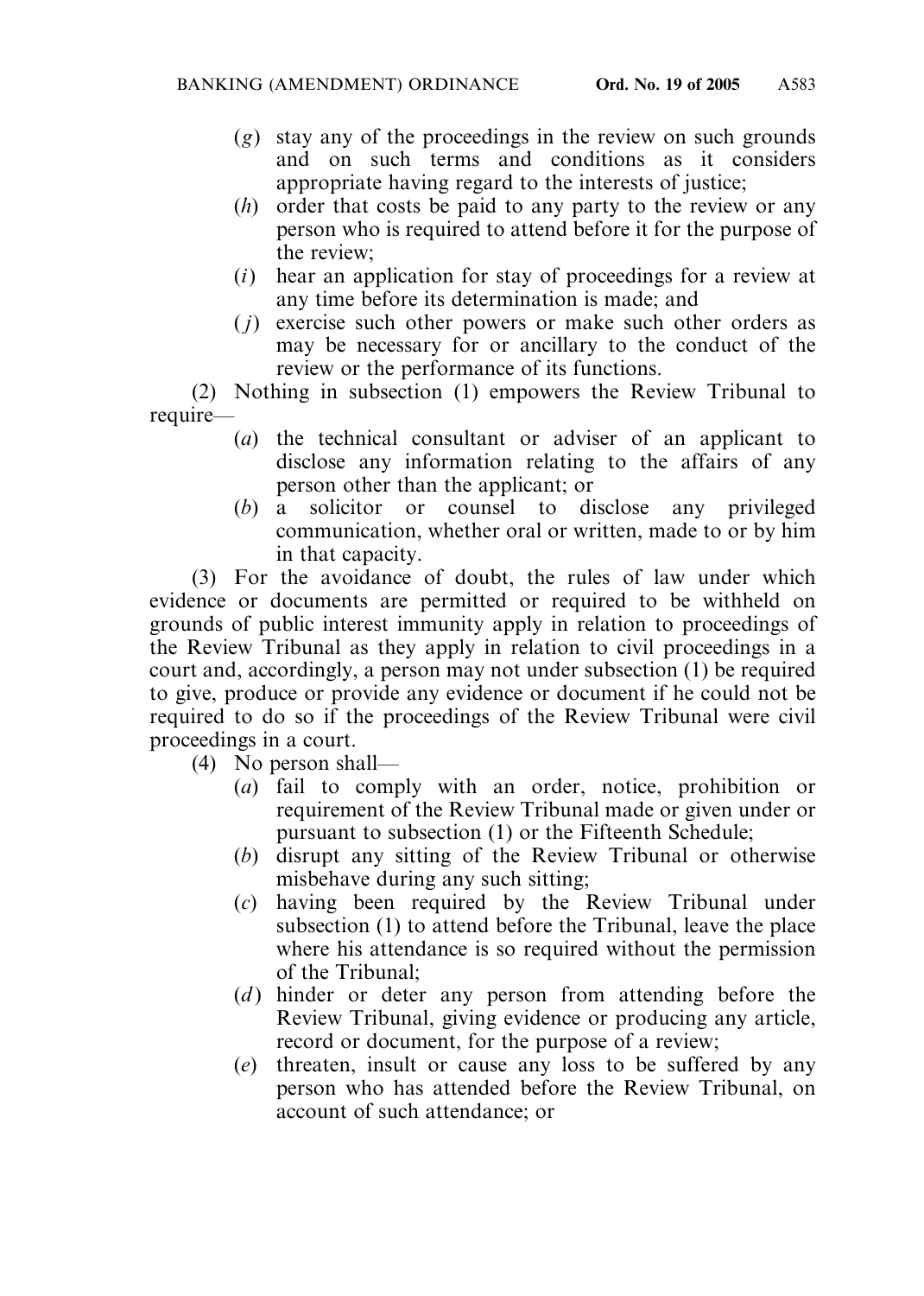(*g*) stay any of the proceedings in the review on such grounds and on such terms and conditions as it considers appropriate having regard to the interests of justice;

(*h*) order that costs be paid to any party to the review or any person who is required to attend before it for the purpose of the review;

(*i*) hear an application for stay of proceedings for a review at any time before its determination is made; and

(*j*) exercise such other powers or make such other orders as may be necessary for or ancillary to the conduct of the review or the performance of its functions.

(2) Nothing in subsection (1) empowers the Review Tribunal to require—

(*a*) the technical consultant or adviser of an applicant to disclose any information relating to the affairs of any person other than the applicant; or

(*b*) a solicitor or counsel to disclose any privileged communication, whether oral or written, made to or by him in that capacity.

(3) For the avoidance of doubt, the rules of law under which evidence or documents are permitted or required to be withheld on grounds of public interest immunity apply in relation to proceedings of the Review Tribunal as they apply in relation to civil proceedings in a court and, accordingly, a person may not under subsection (1) be required to give, produce or provide any evidence or document if he could not be required to do so if the proceedings of the Review Tribunal were civil proceedings in a court.

(4) No person shall—

(*a*) fail to comply with an order, notice, prohibition or requirement of the Review Tribunal made or given under or pursuant to subsection (1) or the Fifteenth Schedule;

(*b*) disrupt any sitting of the Review Tribunal or otherwise misbehave during any such sitting;

(*c*) having been required by the Review Tribunal under subsection (1) to attend before the Tribunal, leave the place where his attendance is so required without the permission of the Tribunal;

(*d*) hinder or deter any person from attending before the Review Tribunal, giving evidence or producing any article, record or document, for the purpose of a review;

(*e*) threaten, insult or cause any loss to be suffered by any person who has attended before the Review Tribunal, on account of such attendance; or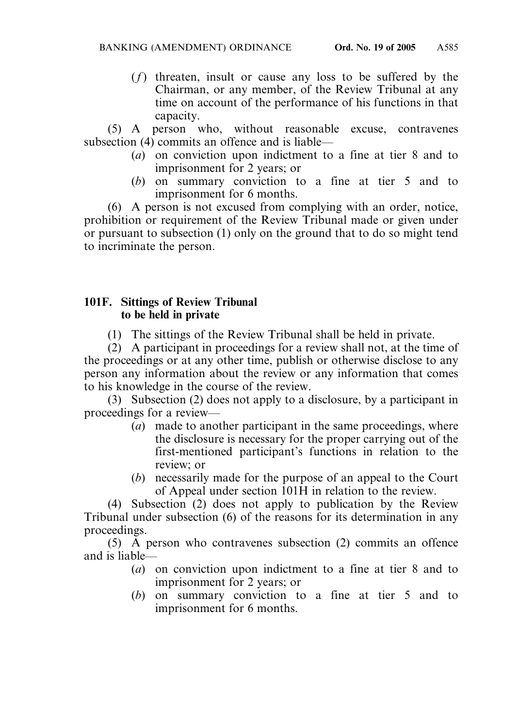(*f*) threaten, insult or cause any loss to be suffered by the Chairman, or any member, of the Review Tribunal at any time on account of the performance of his functions in that capacity.

(5) A person who, without reasonable excuse, contravenes subsection (4) commits an offence and is liable—

(*a*) on conviction upon indictment to a fine at tier 8 and to imprisonment for 2 years; or

(*b*) on summary conviction to a fine at tier 5 and to imprisonment for 6 months.

(6) A person is not excused from complying with an order, notice, prohibition or requirement of the Review Tribunal made or given under or pursuant to subsection (1) only on the ground that to do so might tend to incriminate the person.

**101F. Sittings of Review Tribunal to be held in private**

(1) The sittings of the Review Tribunal shall be held in private.

(2) A participant in proceedings for a review shall not, at the time of the proceedings or at any other time, publish or otherwise disclose to any person any information about the review or any information that comes to his knowledge in the course of the review.

(3) Subsection (2) does not apply to a disclosure, by a participant in proceedings for a review—

(*a*) made to another participant in the same proceedings, where the disclosure is necessary for the proper carrying out of the first-mentioned participant's functions in relation to the review; or

(*b*) necessarily made for the purpose of an appeal to the Court of Appeal under section 101H in relation to the review.

(4) Subsection (2) does not apply to publication by the Review Tribunal under subsection (6) of the reasons for its determination in any proceedings.

(5) A person who contravenes subsection (2) commits an offence and is liable—

(*a*) on conviction upon indictment to a fine at tier 8 and to imprisonment for 2 years; or

(*b*) on summary conviction to a fine at tier 5 and to imprisonment for 6 months.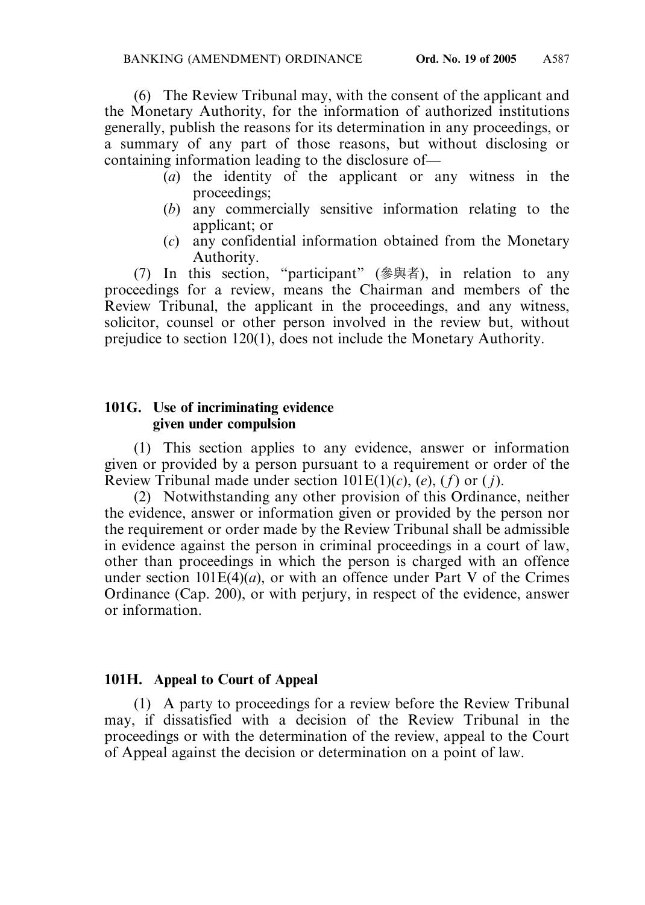(6) The Review Tribunal may, with the consent of the applicant and the Monetary Authority, for the information of authorized institutions generally, publish the reasons for its determination in any proceedings, or a summary of any part of those reasons, but without disclosing or containing information leading to the disclosure of—

- (*a*) the identity of the applicant or any witness in the proceedings;
- (*b*) any commercially sensitive information relating to the applicant; or
- (*c*) any confidential information obtained from the Monetary Authority.

(7) In this section, "participant" (參與者), in relation to any proceedings for a review, means the Chairman and members of the Review Tribunal, the applicant in the proceedings, and any witness, solicitor, counsel or other person involved in the review but, without prejudice to section 120(1), does not include the Monetary Authority.

### 101G. Use of incriminating evidence given under compulsion

(1) This section applies to any evidence, answer or information given or provided by a person pursuant to a requirement or order of the Review Tribunal made under section 101E(1)(*c*), (*e*), (*f*) or (*j*).

(2) Notwithstanding any other provision of this Ordinance, neither the evidence, answer or information given or provided by the person nor the requirement or order made by the Review Tribunal shall be admissible in evidence against the person in criminal proceedings in a court of law, other than proceedings in which the person is charged with an offence under section 101E(4)(*a*), or with an offence under Part V of the Crimes Ordinance (Cap. 200), or with perjury, in respect of the evidence, answer or information.

### 101H. Appeal to Court of Appeal

(1) A party to proceedings for a review before the Review Tribunal may, if dissatisfied with a decision of the Review Tribunal in the proceedings or with the determination of the review, appeal to the Court of Appeal against the decision or determination on a point of law.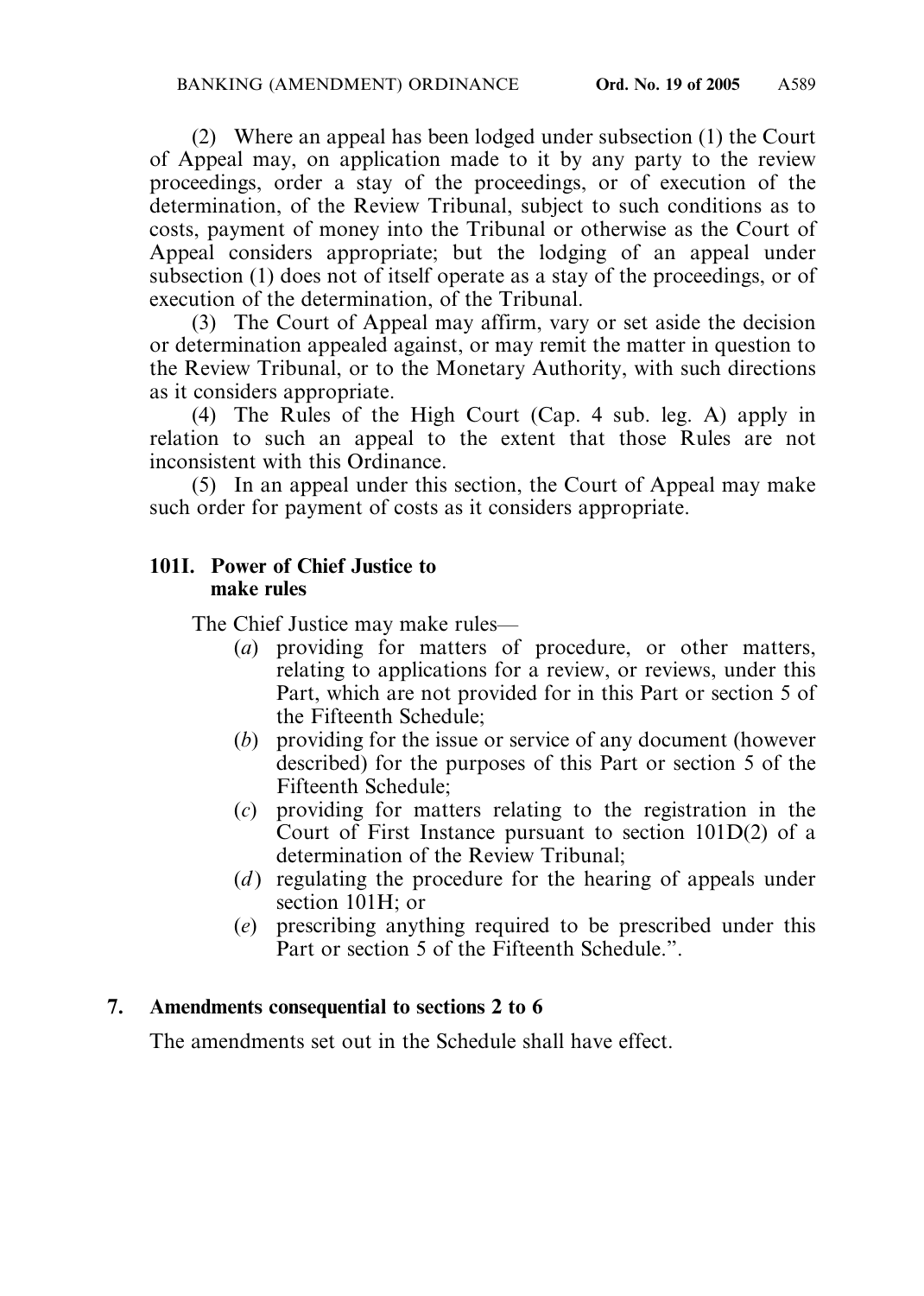(2) Where an appeal has been lodged under subsection (1) the Court of Appeal may, on application made to it by any party to the review proceedings, order a stay of the proceedings, or of execution of the determination, of the Review Tribunal, subject to such conditions as to costs, payment of money into the Tribunal or otherwise as the Court of Appeal considers appropriate; but the lodging of an appeal under subsection (1) does not of itself operate as a stay of the proceedings, or of execution of the determination, of the Tribunal.

(3) The Court of Appeal may affirm, vary or set aside the decision or determination appealed against, or may remit the matter in question to the Review Tribunal, or to the Monetary Authority, with such directions as it considers appropriate.

(4) The Rules of the High Court (Cap. 4 sub. leg. A) apply in relation to such an appeal to the extent that those Rules are not inconsistent with this Ordinance.

(5) In an appeal under this section, the Court of Appeal may make such order for payment of costs as it considers appropriate.

**101I. Power of Chief Justice to make rules**

The Chief Justice may make rules—

(*a*) providing for matters of procedure, or other matters, relating to applications for a review, or reviews, under this Part, which are not provided for in this Part or section 5 of the Fifteenth Schedule;

(*b*) providing for the issue or service of any document (however described) for the purposes of this Part or section 5 of the Fifteenth Schedule;

(*c*) providing for matters relating to the registration in the Court of First Instance pursuant to section 101D(2) of a determination of the Review Tribunal;

(*d*) regulating the procedure for the hearing of appeals under section 101H; or

(*e*) prescribing anything required to be prescribed under this Part or section 5 of the Fifteenth Schedule.".

**7. Amendments consequential to sections 2 to 6**

The amendments set out in the Schedule shall have effect.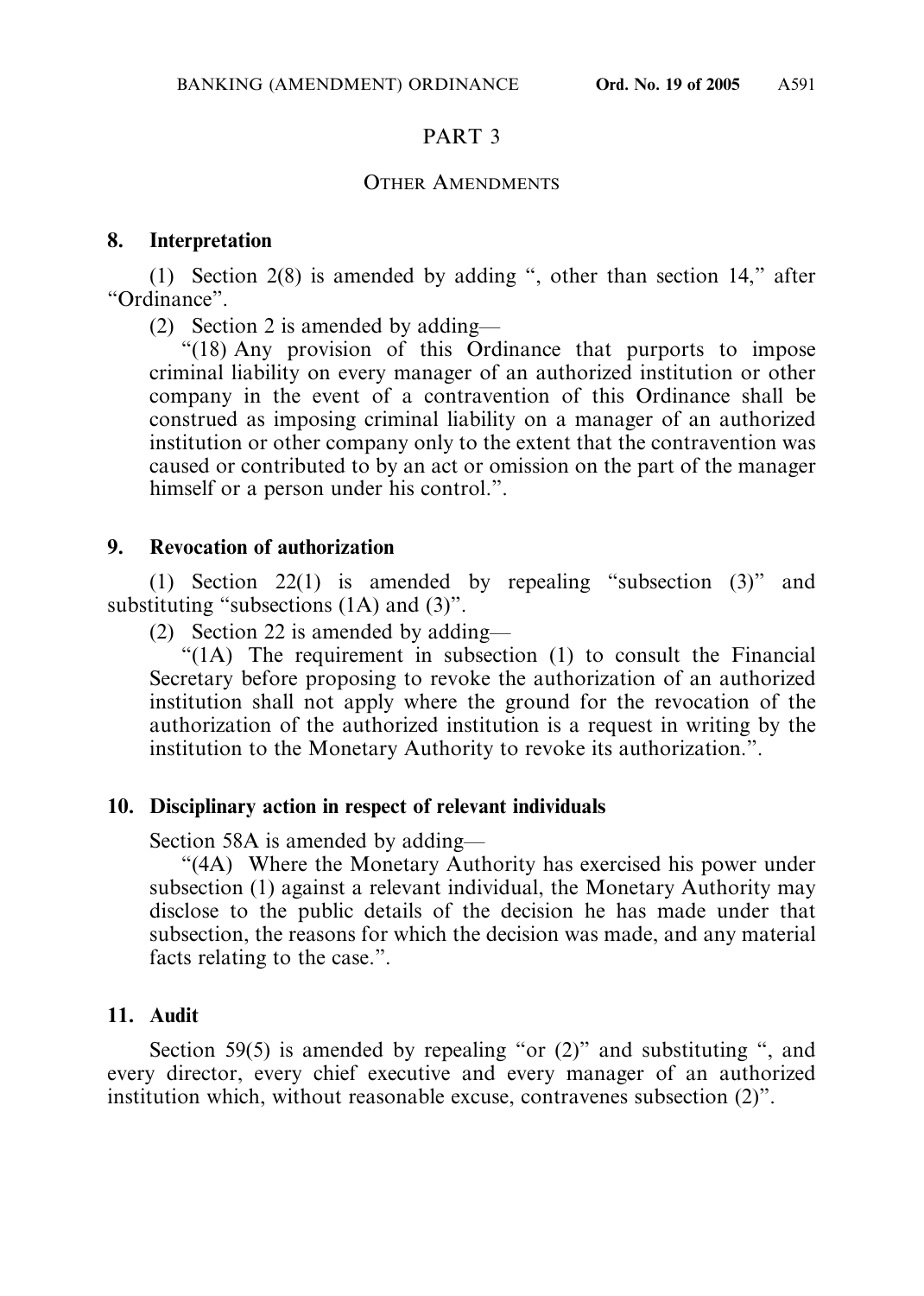# PART 3

## OTHER AMENDMENTS

### 8. Interpretation

(1) Section 2(8) is amended by adding ", other than section 14," after "Ordinance".

(2) Section 2 is amended by adding—

"(18) Any provision of this Ordinance that purports to impose criminal liability on every manager of an authorized institution or other company in the event of a contravention of this Ordinance shall be construed as imposing criminal liability on a manager of an authorized institution or other company only to the extent that the contravention was caused or contributed to by an act or omission on the part of the manager himself or a person under his control.".

### 9. Revocation of authorization

(1) Section 22(1) is amended by repealing "subsection (3)" and substituting "subsections (1A) and (3)".

(2) Section 22 is amended by adding—

"(1A) The requirement in subsection (1) to consult the Financial Secretary before proposing to revoke the authorization of an authorized institution shall not apply where the ground for the revocation of the authorization of the authorized institution is a request in writing by the institution to the Monetary Authority to revoke its authorization.".

### 10. Disciplinary action in respect of relevant individuals

Section 58A is amended by adding—

"(4A) Where the Monetary Authority has exercised his power under subsection (1) against a relevant individual, the Monetary Authority may disclose to the public details of the decision he has made under that subsection, the reasons for which the decision was made, and any material facts relating to the case.".

### 11. Audit

Section 59(5) is amended by repealing "or (2)" and substituting ", and every director, every chief executive and every manager of an authorized institution which, without reasonable excuse, contravenes subsection (2)".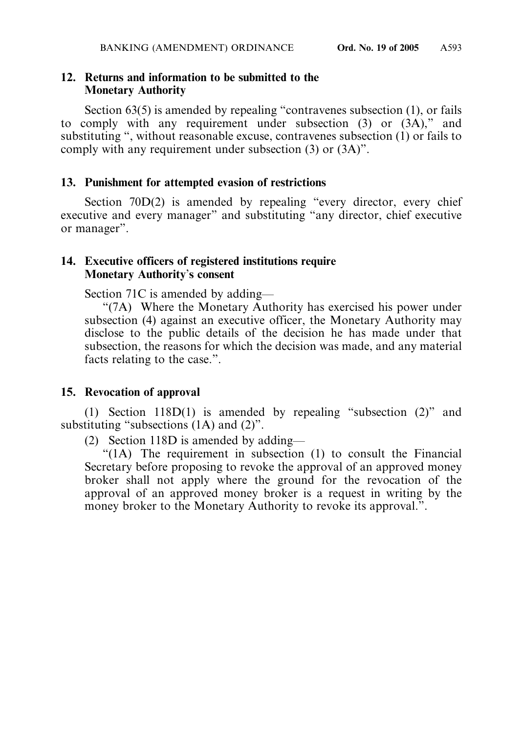**12. Returns and information to be submitted to the Monetary Authority**

Section 63(5) is amended by repealing "contravenes subsection (1), or fails to comply with any requirement under subsection (3) or (3A)," and substituting ", without reasonable excuse, contravenes subsection (1) or fails to comply with any requirement under subsection (3) or (3A)".

**13. Punishment for attempted evasion of restrictions**

Section 70D(2) is amended by repealing "every director, every chief executive and every manager" and substituting "any director, chief executive or manager".

**14. Executive officers of registered institutions require Monetary Authority's consent**

Section 71C is amended by adding—

"(7A) Where the Monetary Authority has exercised his power under subsection (4) against an executive officer, the Monetary Authority may disclose to the public details of the decision he has made under that subsection, the reasons for which the decision was made, and any material facts relating to the case.".

**15. Revocation of approval**

(1) Section 118D(1) is amended by repealing "subsection (2)" and substituting "subsections (1A) and (2)".

(2) Section 118D is amended by adding—

"(1A) The requirement in subsection (1) to consult the Financial Secretary before proposing to revoke the approval of an approved money broker shall not apply where the ground for the revocation of the approval of an approved money broker is a request in writing by the money broker to the Monetary Authority to revoke its approval.".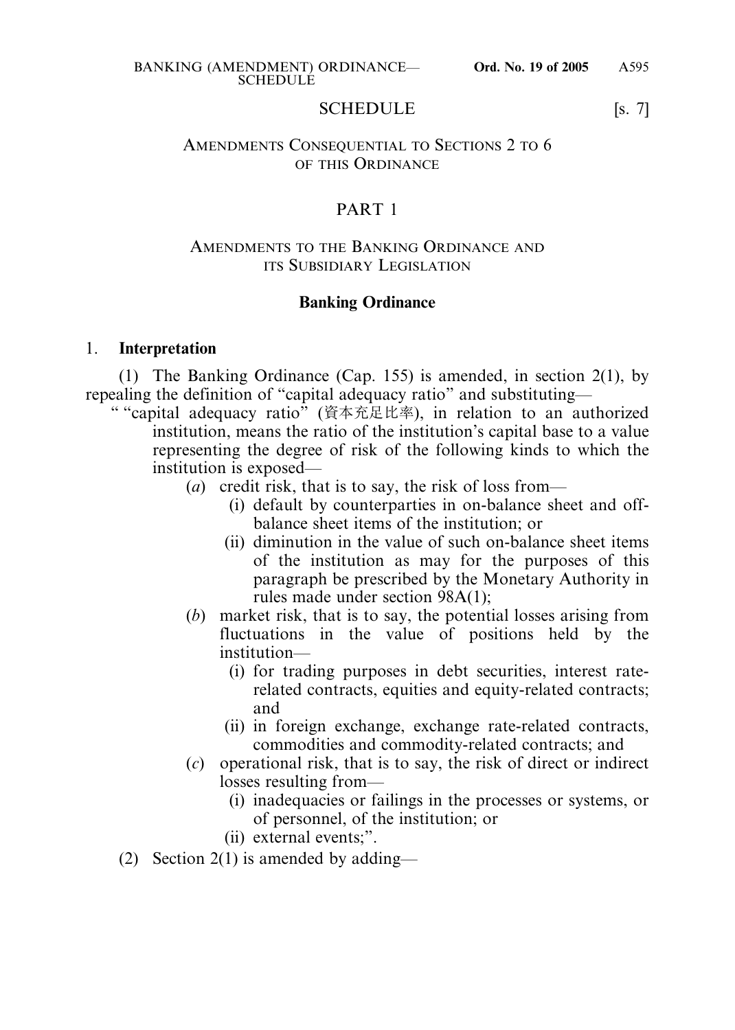# SCHEDULE

[s. 7]

## AMENDMENTS CONSEQUENTIAL TO SECTIONS 2 TO 6 OF THIS ORDINANCE

## PART 1

## AMENDMENTS TO THE BANKING ORDINANCE AND ITS SUBSIDIARY LEGISLATION

### Banking Ordinance

1. **Interpretation**

(1) The Banking Ordinance (Cap. 155) is amended, in section 2(1), by repealing the definition of "capital adequacy ratio" and substituting—

" "capital adequacy ratio" (資本充足比率), in relation to an authorized institution, means the ratio of the institution's capital base to a value representing the degree of risk of the following kinds to which the institution is exposed—

- (*a*) credit risk, that is to say, the risk of loss from—
  - (i) default by counterparties in on-balance sheet and off-balance sheet items of the institution; or
  - (ii) diminution in the value of such on-balance sheet items of the institution as may for the purposes of this paragraph be prescribed by the Monetary Authority in rules made under section 98A(1);
- (*b*) market risk, that is to say, the potential losses arising from fluctuations in the value of positions held by the institution—
  - (i) for trading purposes in debt securities, interest rate-related contracts, equities and equity-related contracts; and
  - (ii) in foreign exchange, exchange rate-related contracts, commodities and commodity-related contracts; and
- (*c*) operational risk, that is to say, the risk of direct or indirect losses resulting from—
  - (i) inadequacies or failings in the processes or systems, or of personnel, of the institution; or
  - (ii) external events;".

(2) Section 2(1) is amended by adding—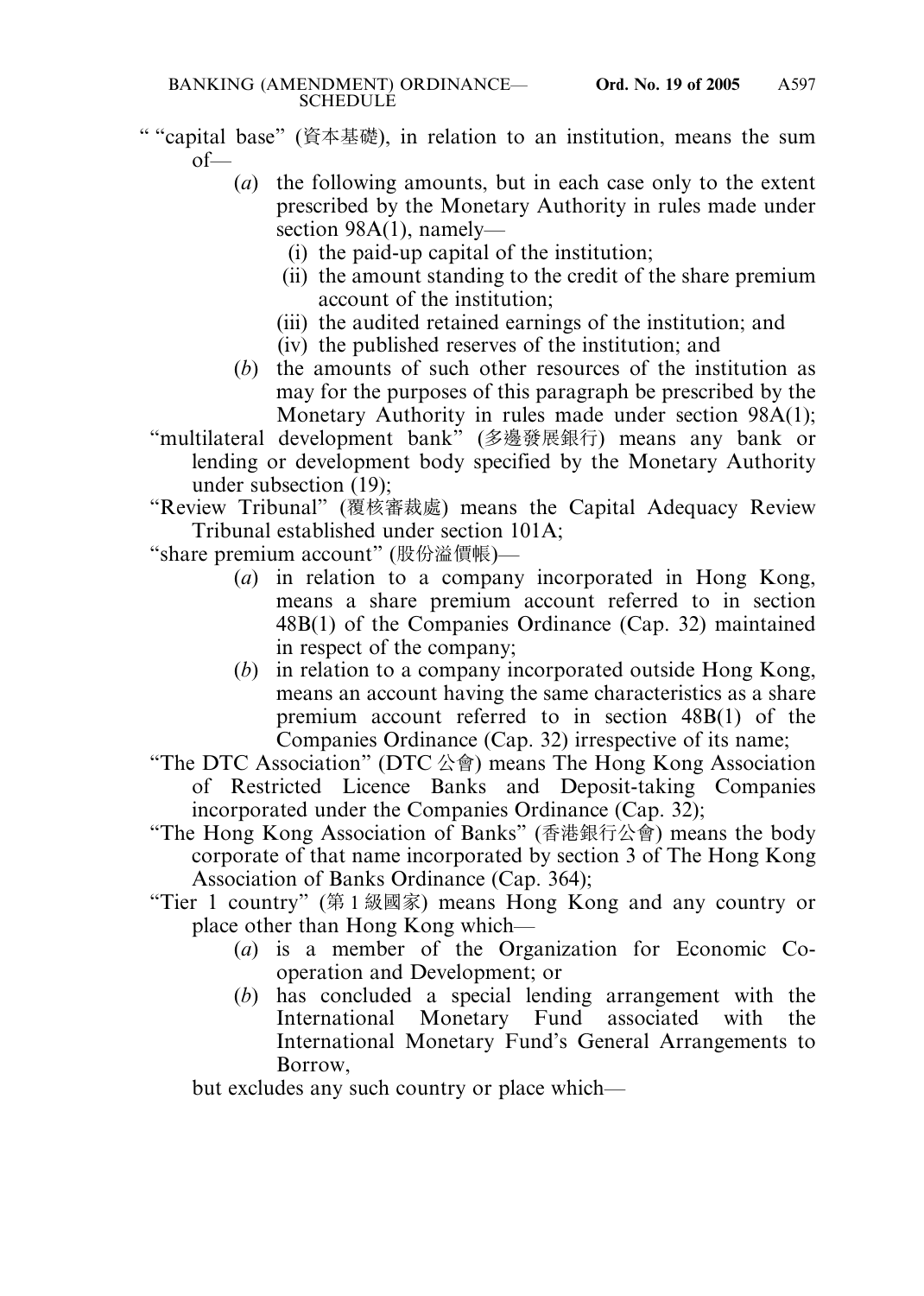" "capital base" (資本基礎), in relation to an institution, means the sum of—

(*a*) the following amounts, but in each case only to the extent prescribed by the Monetary Authority in rules made under section 98A(1), namely—

(i) the paid-up capital of the institution;

(ii) the amount standing to the credit of the share premium account of the institution;

(iii) the audited retained earnings of the institution; and

(iv) the published reserves of the institution; and

(*b*) the amounts of such other resources of the institution as may for the purposes of this paragraph be prescribed by the Monetary Authority in rules made under section 98A(1);

"multilateral development bank" (多邊發展銀行) means any bank or lending or development body specified by the Monetary Authority under subsection (19);

"Review Tribunal" (覆核審裁處) means the Capital Adequacy Review Tribunal established under section 101A;

"share premium account" (股份溢價帳)—

(*a*) in relation to a company incorporated in Hong Kong, means a share premium account referred to in section 48B(1) of the Companies Ordinance (Cap. 32) maintained in respect of the company;

(*b*) in relation to a company incorporated outside Hong Kong, means an account having the same characteristics as a share premium account referred to in section 48B(1) of the Companies Ordinance (Cap. 32) irrespective of its name;

"The DTC Association" (DTC 公會) means The Hong Kong Association of Restricted Licence Banks and Deposit-taking Companies incorporated under the Companies Ordinance (Cap. 32);

"The Hong Kong Association of Banks" (香港銀行公會) means the body corporate of that name incorporated by section 3 of The Hong Kong Association of Banks Ordinance (Cap. 364);

"Tier 1 country" (第 1 級國家) means Hong Kong and any country or place other than Hong Kong which—

(*a*) is a member of the Organization for Economic Co-operation and Development; or

(*b*) has concluded a special lending arrangement with the International Monetary Fund associated with the International Monetary Fund's General Arrangements to Borrow,

but excludes any such country or place which—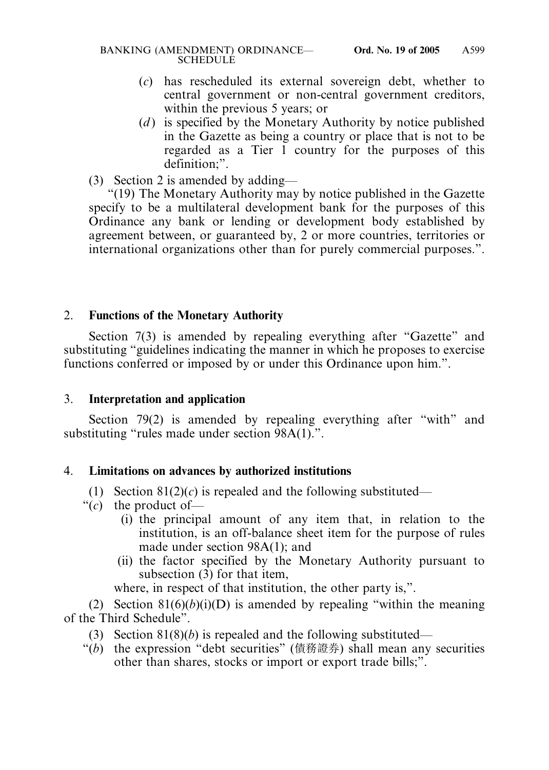(*c*) has rescheduled its external sovereign debt, whether to central government or non-central government creditors, within the previous 5 years; or

(*d*) is specified by the Monetary Authority by notice published in the Gazette as being a country or place that is not to be regarded as a Tier 1 country for the purposes of this definition;".

(3) Section 2 is amended by adding—

"(19) The Monetary Authority may by notice published in the Gazette specify to be a multilateral development bank for the purposes of this Ordinance any bank or lending or development body established by agreement between, or guaranteed by, 2 or more countries, territories or international organizations other than for purely commercial purposes.".

## 2. Functions of the Monetary Authority

Section 7(3) is amended by repealing everything after "Gazette" and substituting "guidelines indicating the manner in which he proposes to exercise functions conferred or imposed by or under this Ordinance upon him.".

## 3. Interpretation and application

Section 79(2) is amended by repealing everything after "with" and substituting "rules made under section 98A(1).".

## 4. Limitations on advances by authorized institutions

(1) Section 81(2)(*c*) is repealed and the following substituted—

"(*c*) the product of—

(i) the principal amount of any item that, in relation to the institution, is an off-balance sheet item for the purpose of rules made under section 98A(1); and

(ii) the factor specified by the Monetary Authority pursuant to subsection (3) for that item,

where, in respect of that institution, the other party is,".

(2) Section 81(6)(*b*)(i)(D) is amended by repealing "within the meaning of the Third Schedule".

(3) Section 81(8)(*b*) is repealed and the following substituted—

"(*b*) the expression "debt securities" (債務證券) shall mean any securities other than shares, stocks or import or export trade bills;".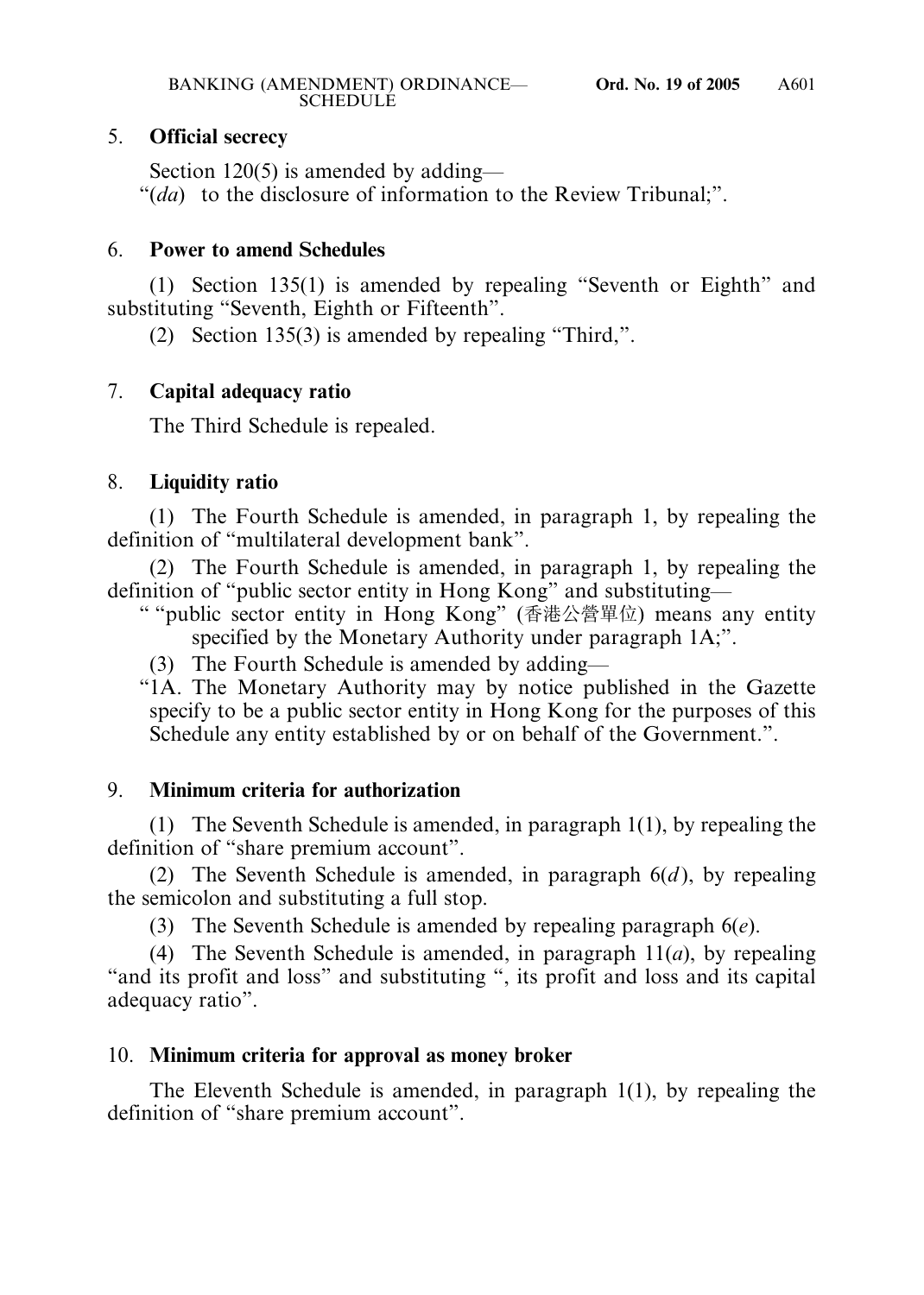5. **Official secrecy**

Section 120(5) is amended by adding—

"(*da*) to the disclosure of information to the Review Tribunal;".

6. **Power to amend Schedules**

(1) Section 135(1) is amended by repealing "Seventh or Eighth" and substituting "Seventh, Eighth or Fifteenth".

(2) Section 135(3) is amended by repealing "Third,".

7. **Capital adequacy ratio**

The Third Schedule is repealed.

8. **Liquidity ratio**

(1) The Fourth Schedule is amended, in paragraph 1, by repealing the definition of "multilateral development bank".

(2) The Fourth Schedule is amended, in paragraph 1, by repealing the definition of "public sector entity in Hong Kong" and substituting—

" "public sector entity in Hong Kong" (香港公營單位) means any entity specified by the Monetary Authority under paragraph 1A;".

(3) The Fourth Schedule is amended by adding—

"1A. The Monetary Authority may by notice published in the Gazette specify to be a public sector entity in Hong Kong for the purposes of this Schedule any entity established by or on behalf of the Government.".

9. **Minimum criteria for authorization**

(1) The Seventh Schedule is amended, in paragraph 1(1), by repealing the definition of "share premium account".

(2) The Seventh Schedule is amended, in paragraph 6(*d*), by repealing the semicolon and substituting a full stop.

(3) The Seventh Schedule is amended by repealing paragraph 6(*e*).

(4) The Seventh Schedule is amended, in paragraph 11(*a*), by repealing "and its profit and loss" and substituting ", its profit and loss and its capital adequacy ratio".

10. **Minimum criteria for approval as money broker**

The Eleventh Schedule is amended, in paragraph 1(1), by repealing the definition of "share premium account".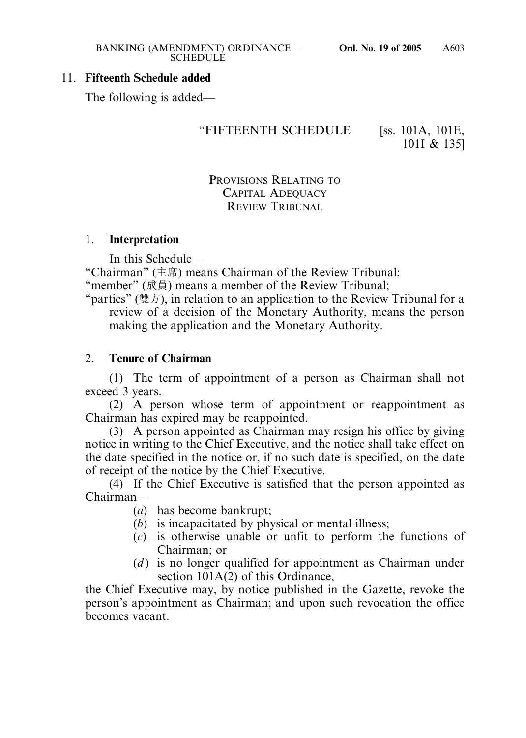11. **Fifteenth Schedule added**

The following is added—

"FIFTEENTH SCHEDULE [ss. 101A, 101E, 101I & 135]

PROVISIONS RELATING TO CAPITAL ADEQUACY REVIEW TRIBUNAL

1. **Interpretation**

In this Schedule—

"Chairman" (主席) means Chairman of the Review Tribunal;

"member" (成員) means a member of the Review Tribunal;

"parties" (雙方), in relation to an application to the Review Tribunal for a review of a decision of the Monetary Authority, means the person making the application and the Monetary Authority.

2. **Tenure of Chairman**

(1) The term of appointment of a person as Chairman shall not exceed 3 years.

(2) A person whose term of appointment or reappointment as Chairman has expired may be reappointed.

(3) A person appointed as Chairman may resign his office by giving notice in writing to the Chief Executive, and the notice shall take effect on the date specified in the notice or, if no such date is specified, on the date of receipt of the notice by the Chief Executive.

(4) If the Chief Executive is satisfied that the person appointed as Chairman—

(*a*) has become bankrupt;

(*b*) is incapacitated by physical or mental illness;

(*c*) is otherwise unable or unfit to perform the functions of Chairman; or

(*d*) is no longer qualified for appointment as Chairman under section 101A(2) of this Ordinance,

the Chief Executive may, by notice published in the Gazette, revoke the person's appointment as Chairman; and upon such revocation the office becomes vacant.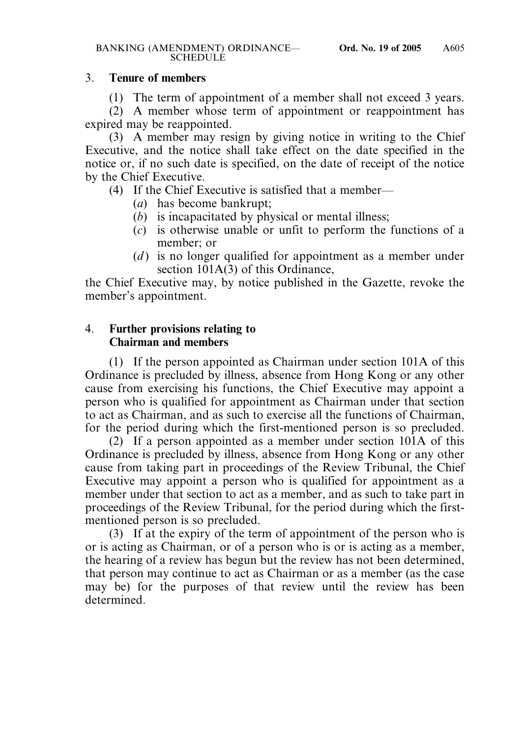### 3. **Tenure of members**

(1) The term of appointment of a member shall not exceed 3 years.

(2) A member whose term of appointment or reappointment has expired may be reappointed.

(3) A member may resign by giving notice in writing to the Chief Executive, and the notice shall take effect on the date specified in the notice or, if no such date is specified, on the date of receipt of the notice by the Chief Executive.

(4) If the Chief Executive is satisfied that a member—

- (*a*) has become bankrupt;
- (*b*) is incapacitated by physical or mental illness;
- (*c*) is otherwise unable or unfit to perform the functions of a member; or
- (*d*) is no longer qualified for appointment as a member under section 101A(3) of this Ordinance,

the Chief Executive may, by notice published in the Gazette, revoke the member's appointment.

### 4. **Further provisions relating to Chairman and members**

(1) If the person appointed as Chairman under section 101A of this Ordinance is precluded by illness, absence from Hong Kong or any other cause from exercising his functions, the Chief Executive may appoint a person who is qualified for appointment as Chairman under that section to act as Chairman, and as such to exercise all the functions of Chairman, for the period during which the first-mentioned person is so precluded.

(2) If a person appointed as a member under section 101A of this Ordinance is precluded by illness, absence from Hong Kong or any other cause from taking part in proceedings of the Review Tribunal, the Chief Executive may appoint a person who is qualified for appointment as a member under that section to act as a member, and as such to take part in proceedings of the Review Tribunal, for the period during which the first-mentioned person is so precluded.

(3) If at the expiry of the term of appointment of the person who is or is acting as Chairman, or of a person who is or is acting as a member, the hearing of a review has begun but the review has not been determined, that person may continue to act as Chairman or as a member (as the case may be) for the purposes of that review until the review has been determined.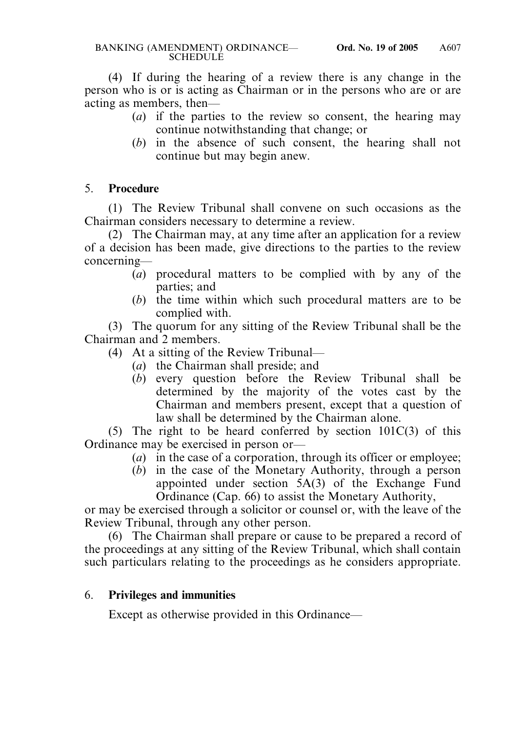(4) If during the hearing of a review there is any change in the person who is or is acting as Chairman or in the persons who are or are acting as members, then—

- (*a*) if the parties to the review so consent, the hearing may continue notwithstanding that change; or
- (*b*) in the absence of such consent, the hearing shall not continue but may begin anew.

5. **Procedure**

(1) The Review Tribunal shall convene on such occasions as the Chairman considers necessary to determine a review.

(2) The Chairman may, at any time after an application for a review of a decision has been made, give directions to the parties to the review concerning—

- (*a*) procedural matters to be complied with by any of the parties; and
- (*b*) the time within which such procedural matters are to be complied with.

(3) The quorum for any sitting of the Review Tribunal shall be the Chairman and 2 members.

(4) At a sitting of the Review Tribunal—

- (*a*) the Chairman shall preside; and
- (*b*) every question before the Review Tribunal shall be determined by the majority of the votes cast by the Chairman and members present, except that a question of law shall be determined by the Chairman alone.

(5) The right to be heard conferred by section 101C(3) of this Ordinance may be exercised in person or—

- (*a*) in the case of a corporation, through its officer or employee;
- (*b*) in the case of the Monetary Authority, through a person appointed under section 5A(3) of the Exchange Fund Ordinance (Cap. 66) to assist the Monetary Authority,

or may be exercised through a solicitor or counsel or, with the leave of the Review Tribunal, through any other person.

(6) The Chairman shall prepare or cause to be prepared a record of the proceedings at any sitting of the Review Tribunal, which shall contain such particulars relating to the proceedings as he considers appropriate.

6. **Privileges and immunities**

Except as otherwise provided in this Ordinance—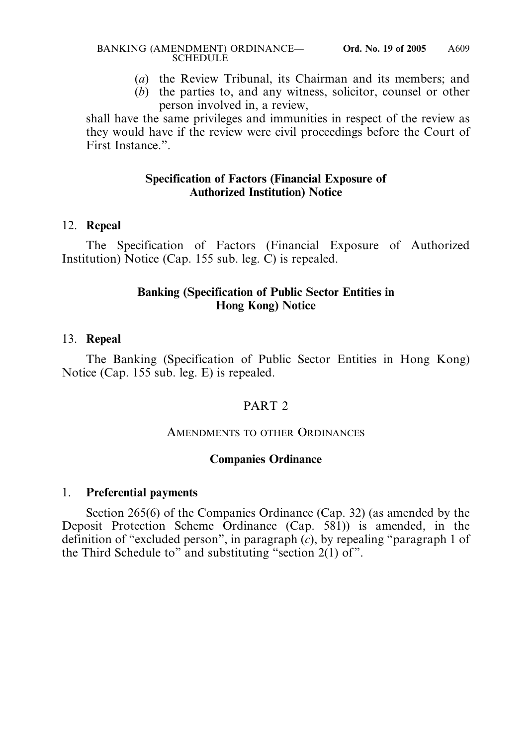(*a*) the Review Tribunal, its Chairman and its members; and
(*b*) the parties to, and any witness, solicitor, counsel or other person involved in, a review,

shall have the same privileges and immunities in respect of the review as they would have if the review were civil proceedings before the Court of First Instance.".

**Specification of Factors (Financial Exposure of Authorized Institution) Notice**

12. **Repeal**

The Specification of Factors (Financial Exposure of Authorized Institution) Notice (Cap. 155 sub. leg. C) is repealed.

**Banking (Specification of Public Sector Entities in Hong Kong) Notice**

13. **Repeal**

The Banking (Specification of Public Sector Entities in Hong Kong) Notice (Cap. 155 sub. leg. E) is repealed.

## PART 2

### AMENDMENTS TO OTHER ORDINANCES

**Companies Ordinance**

1. **Preferential payments**

Section 265(6) of the Companies Ordinance (Cap. 32) (as amended by the Deposit Protection Scheme Ordinance (Cap. 581)) is amended, in the definition of "excluded person", in paragraph (*c*), by repealing "paragraph 1 of the Third Schedule to" and substituting "section 2(1) of".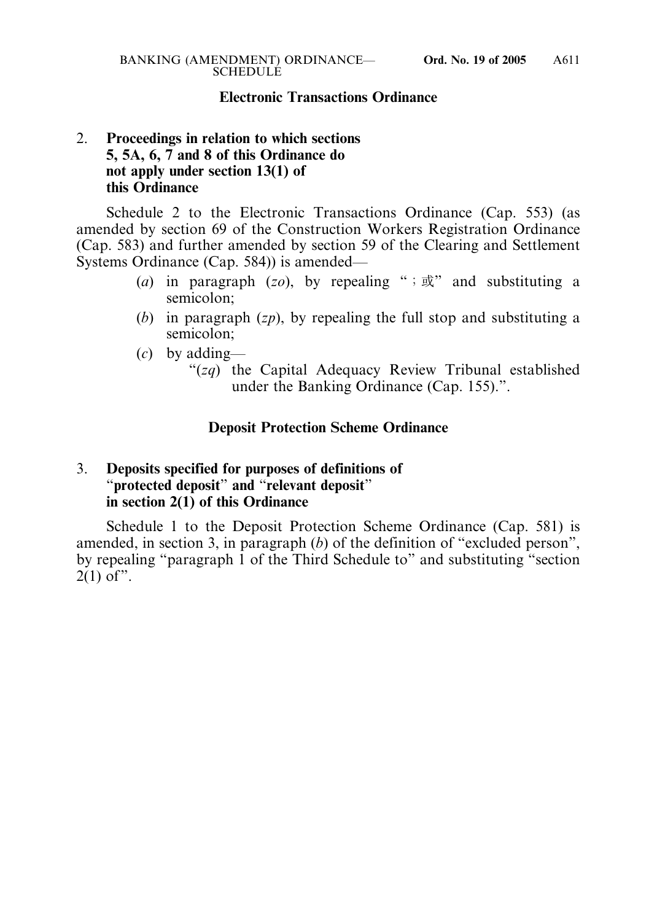## Electronic Transactions Ordinance

### 2. Proceedings in relation to which sections 5, 5A, 6, 7 and 8 of this Ordinance do not apply under section 13(1) of this Ordinance

Schedule 2 to the Electronic Transactions Ordinance (Cap. 553) (as amended by section 69 of the Construction Workers Registration Ordinance (Cap. 583) and further amended by section 59 of the Clearing and Settlement Systems Ordinance (Cap. 584)) is amended—

(*a*) in paragraph (*zo*), by repealing "；或" and substituting a semicolon;

(*b*) in paragraph (*zp*), by repealing the full stop and substituting a semicolon;

(*c*) by adding—

"(*zq*) the Capital Adequacy Review Tribunal established under the Banking Ordinance (Cap. 155).".

## Deposit Protection Scheme Ordinance

### 3. Deposits specified for purposes of definitions of "protected deposit" and "relevant deposit" in section 2(1) of this Ordinance

Schedule 1 to the Deposit Protection Scheme Ordinance (Cap. 581) is amended, in section 3, in paragraph (*b*) of the definition of "excluded person", by repealing "paragraph 1 of the Third Schedule to" and substituting "section 2(1) of".